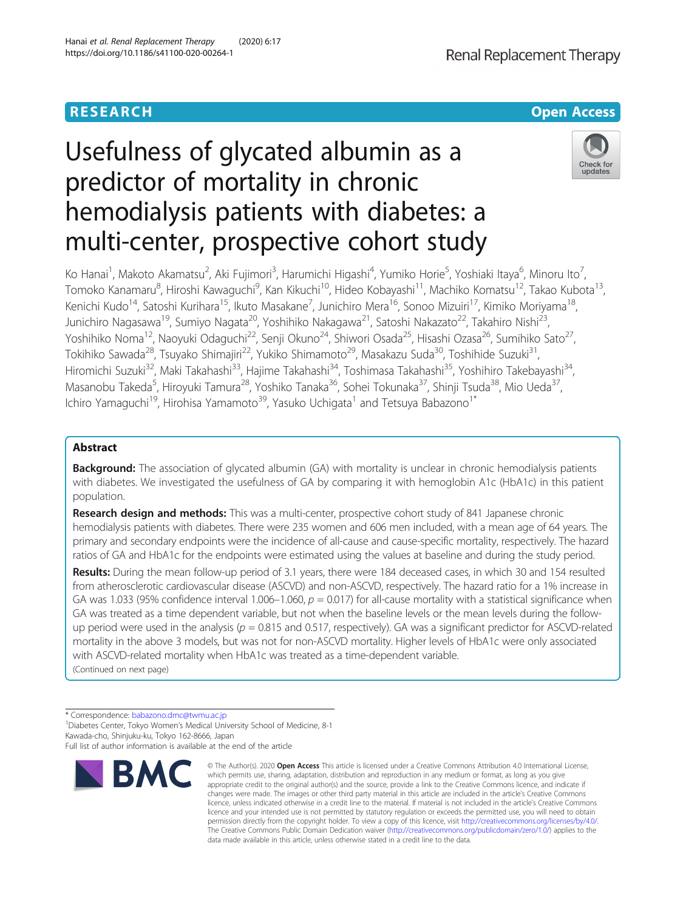RESEARCH

Open Access

# Usefulness of glycated albumin as a predictor of mortality in chronic hemodialysis patients with diabetes: a multi-center, prospective cohort study

Ko Hanai[1], Makoto Akamatsu[2], Aki Fujimori[3], Harumichi Higashi[4], Yumiko Horie[5], Yoshiaki Itaya[6], Minoru Ito[7], Tomoko Kanamaru[8], Hiroshi Kawaguchi[9], Kan Kikuchi[10], Hideo Kobayashi[11], Machiko Komatsu[12], Takao Kubota[13], Kenichi Kudo[14], Satoshi Kurihara[15], Ikuto Masakane[7], Junichiro Mera[16], Sonoo Mizuiri[17], Kimiko Moriyama[18], Junichiro Nagasawa[19], Sumiyo Nagata[20], Yoshihiko Nakagawa[21], Satoshi Nakazato[22], Takahiro Nishi[23], Yoshihiko Noma[12], Naoyuki Odaguchi[22], Senji Okuno[24], Shiwori Osada[25], Hisashi Ozasa[26], Sumihiko Sato[27], Tokihiko Sawada[28], Tsuyako Shimajiri[22], Yukiko Shimamoto[29], Masakazu Suda[30], Toshihide Suzuki[31], Hiromichi Suzuki[32], Maki Takahashi[33], Hajime Takahashi[34], Toshimasa Takahashi[35], Yoshihiro Takebayashi[34], Masanobu Takeda[5], Hiroyuki Tamura[28], Yoshiko Tanaka[36], Sohei Tokunaka[37], Shinji Tsuda[38], Mio Ueda[37], Ichiro Yamaguchi[19], Hirohisa Yamamoto[39], Yasuko Uchigata[1] and Tetsuya Babazono[1*]

## Abstract

**Background:** The association of glycated albumin (GA) with mortality is unclear in chronic hemodialysis patients with diabetes. We investigated the usefulness of GA by comparing it with hemoglobin A1c (HbA1c) in this patient population.

**Research design and methods:** This was a multi-center, prospective cohort study of 841 Japanese chronic hemodialysis patients with diabetes. There were 235 women and 606 men included, with a mean age of 64 years. The primary and secondary endpoints were the incidence of all-cause and cause-specific mortality, respectively. The hazard ratios of GA and HbA1c for the endpoints were estimated using the values at baseline and during the study period.

**Results:** During the mean follow-up period of 3.1 years, there were 184 deceased cases, in which 30 and 154 resulted from atherosclerotic cardiovascular disease (ASCVD) and non-ASCVD, respectively. The hazard ratio for a 1% increase in GA was 1.033 (95% confidence interval 1.006–1.060, $p = 0.017$) for all-cause mortality with a statistical significance when GA was treated as a time dependent variable, but not when the baseline levels or the mean levels during the follow-up period were used in the analysis ($p = 0.815$ and 0.517, respectively). GA was a significant predictor for ASCVD-related mortality in the above 3 models, but was not for non-ASCVD mortality. Higher levels of HbA1c were only associated with ASCVD-related mortality when HbA1c was treated as a time-dependent variable.

(Continued on next page)

* Correspondence: babazono.dmc@twmu.ac.jp

[1]Diabetes Center, Tokyo Women's Medical University School of Medicine, 8-1 Kawada-cho, Shinjuku-ku, Tokyo 162-8666, Japan

Full list of author information is available at the end of the article

© The Author(s). 2020 **Open Access** This article is licensed under a Creative Commons Attribution 4.0 International License, which permits use, sharing, adaptation, distribution and reproduction in any medium or format, as long as you give appropriate credit to the original author(s) and the source, provide a link to the Creative Commons licence, and indicate if changes were made. The images or other third party material in this article are included in the article's Creative Commons licence, unless indicated otherwise in a credit line to the material. If material is not included in the article's Creative Commons licence and your intended use is not permitted by statutory regulation or exceeds the permitted use, you will need to obtain permission directly from the copyright holder. To view a copy of this licence, visit http://creativecommons.org/licenses/by/4.0/. The Creative Commons Public Domain Dedication waiver (http://creativecommons.org/publicdomain/zero/1.0/) applies to the data made available in this article, unless otherwise stated in a credit line to the data.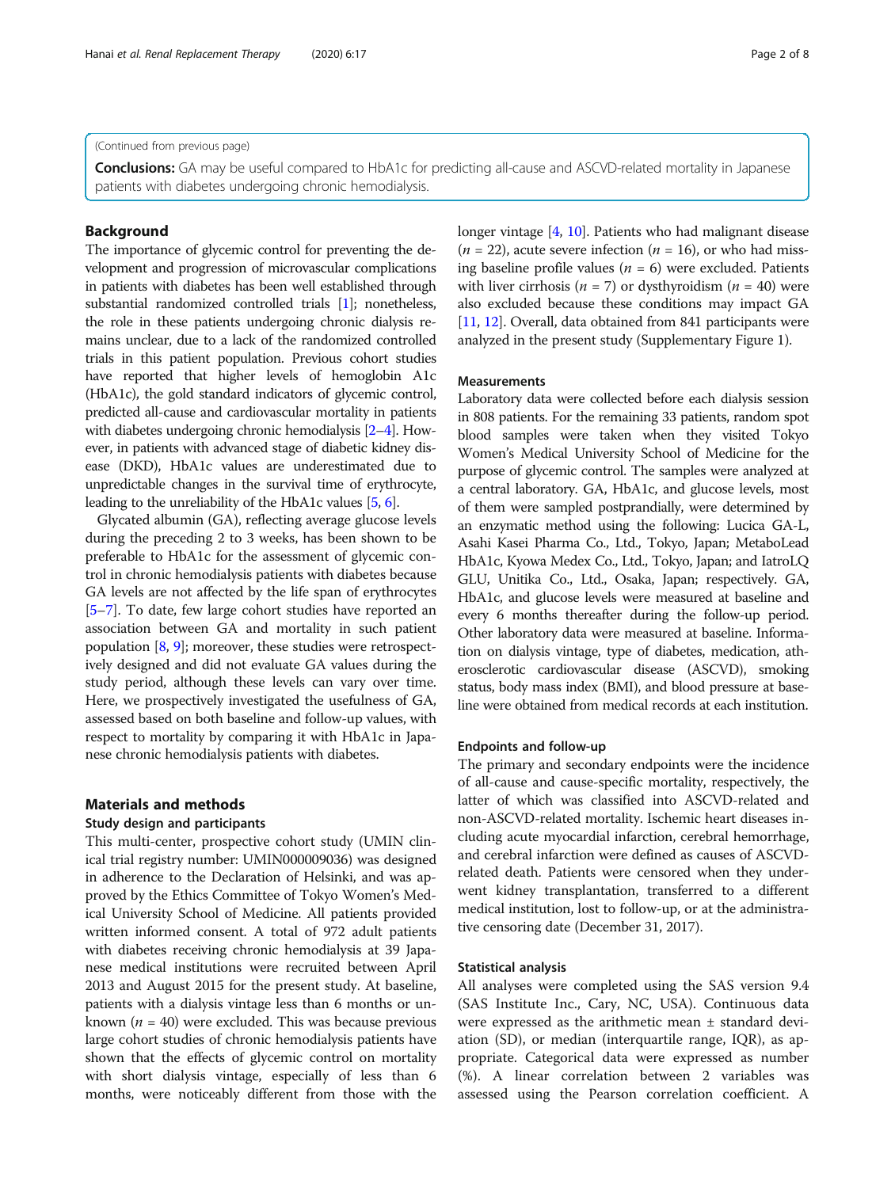(Continued from previous page)

**Conclusions:** GA may be useful compared to HbA1c for predicting all-cause and ASCVD-related mortality in Japanese patients with diabetes undergoing chronic hemodialysis.

## Background

The importance of glycemic control for preventing the development and progression of microvascular complications in patients with diabetes has been well established through substantial randomized controlled trials [1]; nonetheless, the role in these patients undergoing chronic dialysis remains unclear, due to a lack of the randomized controlled trials in this patient population. Previous cohort studies have reported that higher levels of hemoglobin A1c (HbA1c), the gold standard indicators of glycemic control, predicted all-cause and cardiovascular mortality in patients with diabetes undergoing chronic hemodialysis [2–4]. However, in patients with advanced stage of diabetic kidney disease (DKD), HbA1c values are underestimated due to unpredictable changes in the survival time of erythrocyte, leading to the unreliability of the HbA1c values [5, 6].

Glycated albumin (GA), reflecting average glucose levels during the preceding 2 to 3 weeks, has been shown to be preferable to HbA1c for the assessment of glycemic control in chronic hemodialysis patients with diabetes because GA levels are not affected by the life span of erythrocytes [5–7]. To date, few large cohort studies have reported an association between GA and mortality in such patient population [8, 9]; moreover, these studies were retrospectively designed and did not evaluate GA values during the study period, although these levels can vary over time. Here, we prospectively investigated the usefulness of GA, assessed based on both baseline and follow-up values, with respect to mortality by comparing it with HbA1c in Japanese chronic hemodialysis patients with diabetes.

## Materials and methods

### Study design and participants

This multi-center, prospective cohort study (UMIN clinical trial registry number: UMIN000009036) was designed in adherence to the Declaration of Helsinki, and was approved by the Ethics Committee of Tokyo Women's Medical University School of Medicine. All patients provided written informed consent. A total of 972 adult patients with diabetes receiving chronic hemodialysis at 39 Japanese medical institutions were recruited between April 2013 and August 2015 for the present study. At baseline, patients with a dialysis vintage less than 6 months or unknown ($n$ = 40) were excluded. This was because previous large cohort studies of chronic hemodialysis patients have shown that the effects of glycemic control on mortality with short dialysis vintage, especially of less than 6 months, were noticeably different from those with the longer vintage [4, 10]. Patients who had malignant disease ($n$ = 22), acute severe infection ($n$ = 16), or who had missing baseline profile values ($n$ = 6) were excluded. Patients with liver cirrhosis ($n$ = 7) or dysthyroidism ($n$ = 40) were also excluded because these conditions may impact GA [11, 12]. Overall, data obtained from 841 participants were analyzed in the present study (Supplementary Figure 1).

### Measurements

Laboratory data were collected before each dialysis session in 808 patients. For the remaining 33 patients, random spot blood samples were taken when they visited Tokyo Women's Medical University School of Medicine for the purpose of glycemic control. The samples were analyzed at a central laboratory. GA, HbA1c, and glucose levels, most of them were sampled postprandially, were determined by an enzymatic method using the following: Lucica GA-L, Asahi Kasei Pharma Co., Ltd., Tokyo, Japan; MetaboLead HbA1c, Kyowa Medex Co., Ltd., Tokyo, Japan; and IatroLQ GLU, Unitika Co., Ltd., Osaka, Japan; respectively. GA, HbA1c, and glucose levels were measured at baseline and every 6 months thereafter during the follow-up period. Other laboratory data were measured at baseline. Information on dialysis vintage, type of diabetes, medication, atherosclerotic cardiovascular disease (ASCVD), smoking status, body mass index (BMI), and blood pressure at baseline were obtained from medical records at each institution.

### Endpoints and follow-up

The primary and secondary endpoints were the incidence of all-cause and cause-specific mortality, respectively, the latter of which was classified into ASCVD-related and non-ASCVD-related mortality. Ischemic heart diseases including acute myocardial infarction, cerebral hemorrhage, and cerebral infarction were defined as causes of ASCVD-related death. Patients were censored when they underwent kidney transplantation, transferred to a different medical institution, lost to follow-up, or at the administrative censoring date (December 31, 2017).

### Statistical analysis

All analyses were completed using the SAS version 9.4 (SAS Institute Inc., Cary, NC, USA). Continuous data were expressed as the arithmetic mean ± standard deviation (SD), or median (interquartile range, IQR), as appropriate. Categorical data were expressed as number (%). A linear correlation between 2 variables was assessed using the Pearson correlation coefficient. A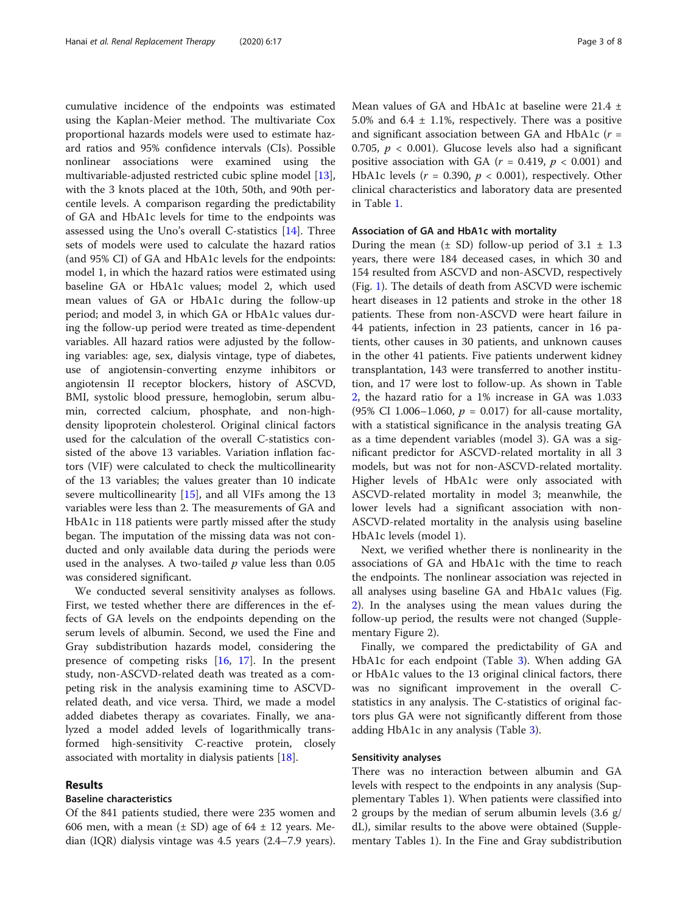cumulative incidence of the endpoints was estimated using the Kaplan-Meier method. The multivariate Cox proportional hazards models were used to estimate hazard ratios and 95% confidence intervals (CIs). Possible nonlinear associations were examined using the multivariable-adjusted restricted cubic spline model [13], with the 3 knots placed at the 10th, 50th, and 90th percentile levels. A comparison regarding the predictability of GA and HbA1c levels for time to the endpoints was assessed using the Uno's overall C-statistics [14]. Three sets of models were used to calculate the hazard ratios (and 95% CI) of GA and HbA1c levels for the endpoints: model 1, in which the hazard ratios were estimated using baseline GA or HbA1c values; model 2, which used mean values of GA or HbA1c during the follow-up period; and model 3, in which GA or HbA1c values during the follow-up period were treated as time-dependent variables. All hazard ratios were adjusted by the following variables: age, sex, dialysis vintage, type of diabetes, use of angiotensin-converting enzyme inhibitors or angiotensin II receptor blockers, history of ASCVD, BMI, systolic blood pressure, hemoglobin, serum albumin, corrected calcium, phosphate, and non-high-density lipoprotein cholesterol. Original clinical factors used for the calculation of the overall C-statistics consisted of the above 13 variables. Variation inflation factors (VIF) were calculated to check the multicollinearity of the 13 variables; the values greater than 10 indicate severe multicollinearity [15], and all VIFs among the 13 variables were less than 2. The measurements of GA and HbA1c in 118 patients were partly missed after the study began. The imputation of the missing data was not conducted and only available data during the periods were used in the analyses. A two-tailed $p$ value less than 0.05 was considered significant.

We conducted several sensitivity analyses as follows. First, we tested whether there are differences in the effects of GA levels on the endpoints depending on the serum levels of albumin. Second, we used the Fine and Gray subdistribution hazards model, considering the presence of competing risks [16, 17]. In the present study, non-ASCVD-related death was treated as a competing risk in the analysis examining time to ASCVD-related death, and vice versa. Third, we made a model added diabetes therapy as covariates. Finally, we analyzed a model added levels of logarithmically transformed high-sensitivity C-reactive protein, closely associated with mortality in dialysis patients [18].

## Results

### Baseline characteristics

Of the 841 patients studied, there were 235 women and 606 men, with a mean (± SD) age of 64 ± 12 years. Median (IQR) dialysis vintage was 4.5 years (2.4–7.9 years). Mean values of GA and HbA1c at baseline were 21.4 ± 5.0% and 6.4 ± 1.1%, respectively. There was a positive and significant association between GA and HbA1c ($r$ = 0.705, $p$ < 0.001). Glucose levels also had a significant positive association with GA ($r$ = 0.419, $p$ < 0.001) and HbA1c levels ($r$ = 0.390, $p$ < 0.001), respectively. Other clinical characteristics and laboratory data are presented in Table 1.

### Association of GA and HbA1c with mortality

During the mean (± SD) follow-up period of 3.1 ± 1.3 years, there were 184 deceased cases, in which 30 and 154 resulted from ASCVD and non-ASCVD, respectively (Fig. 1). The details of death from ASCVD were ischemic heart diseases in 12 patients and stroke in the other 18 patients. These from non-ASCVD were heart failure in 44 patients, infection in 23 patients, cancer in 16 patients, other causes in 30 patients, and unknown causes in the other 41 patients. Five patients underwent kidney transplantation, 143 were transferred to another institution, and 17 were lost to follow-up. As shown in Table 2, the hazard ratio for a 1% increase in GA was 1.033 (95% CI 1.006–1.060, $p$ = 0.017) for all-cause mortality, with a statistical significance in the analysis treating GA as a time dependent variables (model 3). GA was a significant predictor for ASCVD-related mortality in all 3 models, but was not for non-ASCVD-related mortality. Higher levels of HbA1c were only associated with ASCVD-related mortality in model 3; meanwhile, the lower levels had a significant association with non-ASCVD-related mortality in the analysis using baseline HbA1c levels (model 1).

Next, we verified whether there is nonlinearity in the associations of GA and HbA1c with the time to reach the endpoints. The nonlinear association was rejected in all analyses using baseline GA and HbA1c values (Fig. 2). In the analyses using the mean values during the follow-up period, the results were not changed (Supplementary Figure 2).

Finally, we compared the predictability of GA and HbA1c for each endpoint (Table 3). When adding GA or HbA1c values to the 13 original clinical factors, there was no significant improvement in the overall C-statistics in any analysis. The C-statistics of original factors plus GA were not significantly different from those adding HbA1c in any analysis (Table 3).

### Sensitivity analyses

There was no interaction between albumin and GA levels with respect to the endpoints in any analysis (Supplementary Tables 1). When patients were classified into 2 groups by the median of serum albumin levels (3.6 g/dL), similar results to the above were obtained (Supplementary Tables 1). In the Fine and Gray subdistribution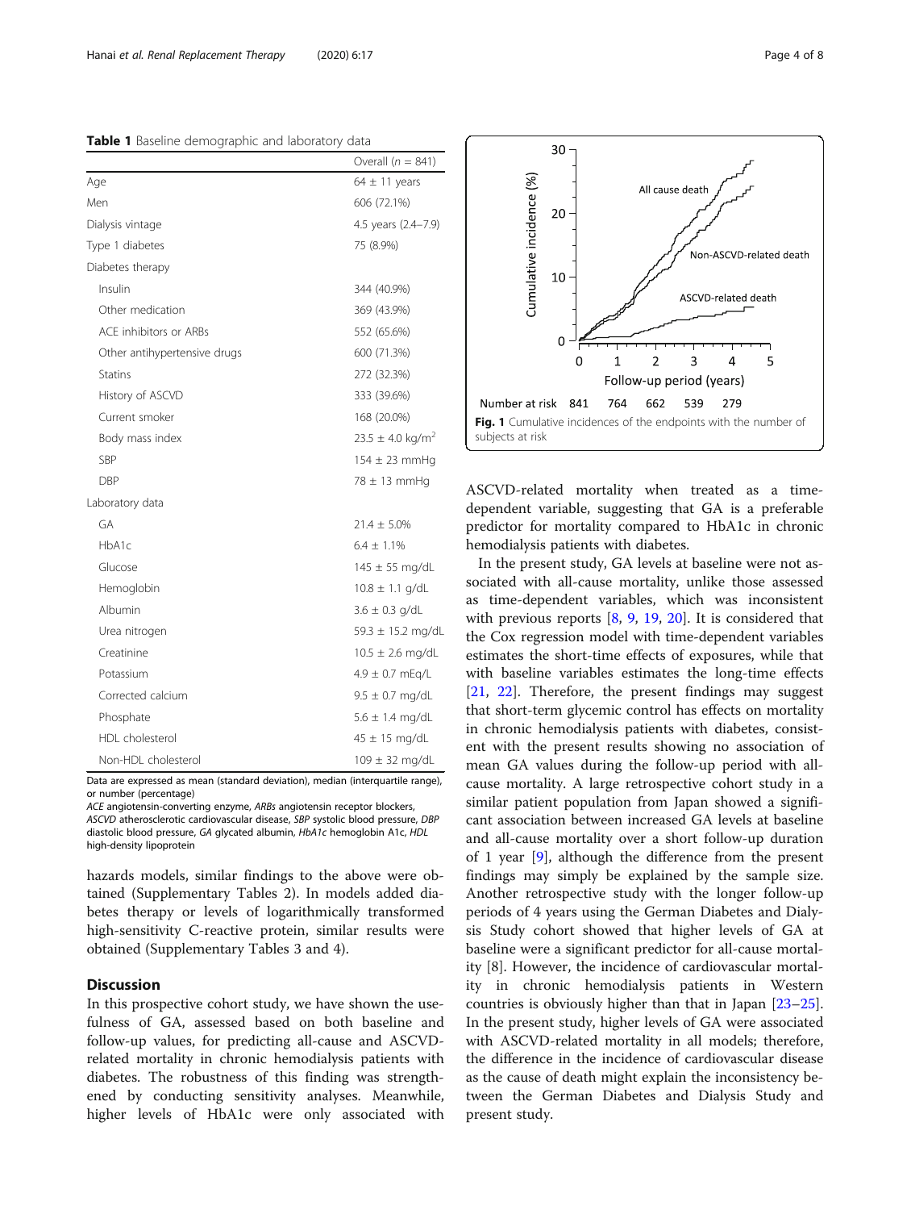**Table 1** Baseline demographic and laboratory data

| | Overall ($n$ = 841) |
|---|---|
| Age | 64 ± 11 years |
| Men | 606 (72.1%) |
| Dialysis vintage | 4.5 years (2.4–7.9) |
| Type 1 diabetes | 75 (8.9%) |
| Diabetes therapy | |
| Insulin | 344 (40.9%) |
| Other medication | 369 (43.9%) |
| ACE inhibitors or ARBs | 552 (65.6%) |
| Other antihypertensive drugs | 600 (71.3%) |
| Statins | 272 (32.3%) |
| History of ASCVD | 333 (39.6%) |
| Current smoker | 168 (20.0%) |
| Body mass index | 23.5 ± 4.0 kg/m$^2$ |
| SBP | 154 ± 23 mmHg |
| DBP | 78 ± 13 mmHg |
| Laboratory data | |
| GA | 21.4 ± 5.0% |
| HbA1c | 6.4 ± 1.1% |
| Glucose | 145 ± 55 mg/dL |
| Hemoglobin | 10.8 ± 1.1 g/dL |
| Albumin | 3.6 ± 0.3 g/dL |
| Urea nitrogen | 59.3 ± 15.2 mg/dL |
| Creatinine | 10.5 ± 2.6 mg/dL |
| Potassium | 4.9 ± 0.7 mEq/L |
| Corrected calcium | 9.5 ± 0.7 mg/dL |
| Phosphate | 5.6 ± 1.4 mg/dL |
| HDL cholesterol | 45 ± 15 mg/dL |
| Non-HDL cholesterol | 109 ± 32 mg/dL |

Data are expressed as mean (standard deviation), median (interquartile range), or number (percentage)

*ACE* angiotensin-converting enzyme, *ARBs* angiotensin receptor blockers, *ASCVD* atherosclerotic cardiovascular disease, *SBP* systolic blood pressure, *DBP* diastolic blood pressure, *GA* glycated albumin, *HbA1c* hemoglobin A1c, *HDL* high-density lipoprotein

hazards models, similar findings to the above were obtained (Supplementary Tables 2). In models added diabetes therapy or levels of logarithmically transformed high-sensitivity C-reactive protein, similar results were obtained (Supplementary Tables 3 and 4).

## Discussion

In this prospective cohort study, we have shown the usefulness of GA, assessed based on both baseline and follow-up values, for predicting all-cause and ASCVD-related mortality in chronic hemodialysis patients with diabetes. The robustness of this finding was strengthened by conducting sensitivity analyses. Meanwhile, higher levels of HbA1c were only associated with ASCVD-related mortality when treated as a time-dependent variable, suggesting that GA is a preferable predictor for mortality compared to HbA1c in chronic hemodialysis patients with diabetes.

**Fig. 1** Cumulative incidences of the endpoints with the number of subjects at risk

In the present study, GA levels at baseline were not associated with all-cause mortality, unlike those assessed as time-dependent variables, which was inconsistent with previous reports [8, 9, 19, 20]. It is considered that the Cox regression model with time-dependent variables estimates the short-time effects of exposures, while that with baseline variables estimates the long-time effects [21, 22]. Therefore, the present findings may suggest that short-term glycemic control has effects on mortality in chronic hemodialysis patients with diabetes, consistent with the present results showing no association of mean GA values during the follow-up period with all-cause mortality. A large retrospective cohort study in a similar patient population from Japan showed a significant association between increased GA levels at baseline and all-cause mortality over a short follow-up duration of 1 year [9], although the difference from the present findings may simply be explained by the sample size. Another retrospective study with the longer follow-up periods of 4 years using the German Diabetes and Dialysis Study cohort showed that higher levels of GA at baseline were a significant predictor for all-cause mortality [8]. However, the incidence of cardiovascular mortality in chronic hemodialysis patients in Western countries is obviously higher than that in Japan [23–25]. In the present study, higher levels of GA were associated with ASCVD-related mortality in all models; therefore, the difference in the incidence of cardiovascular disease as the cause of death might explain the inconsistency between the German Diabetes and Dialysis Study and present study.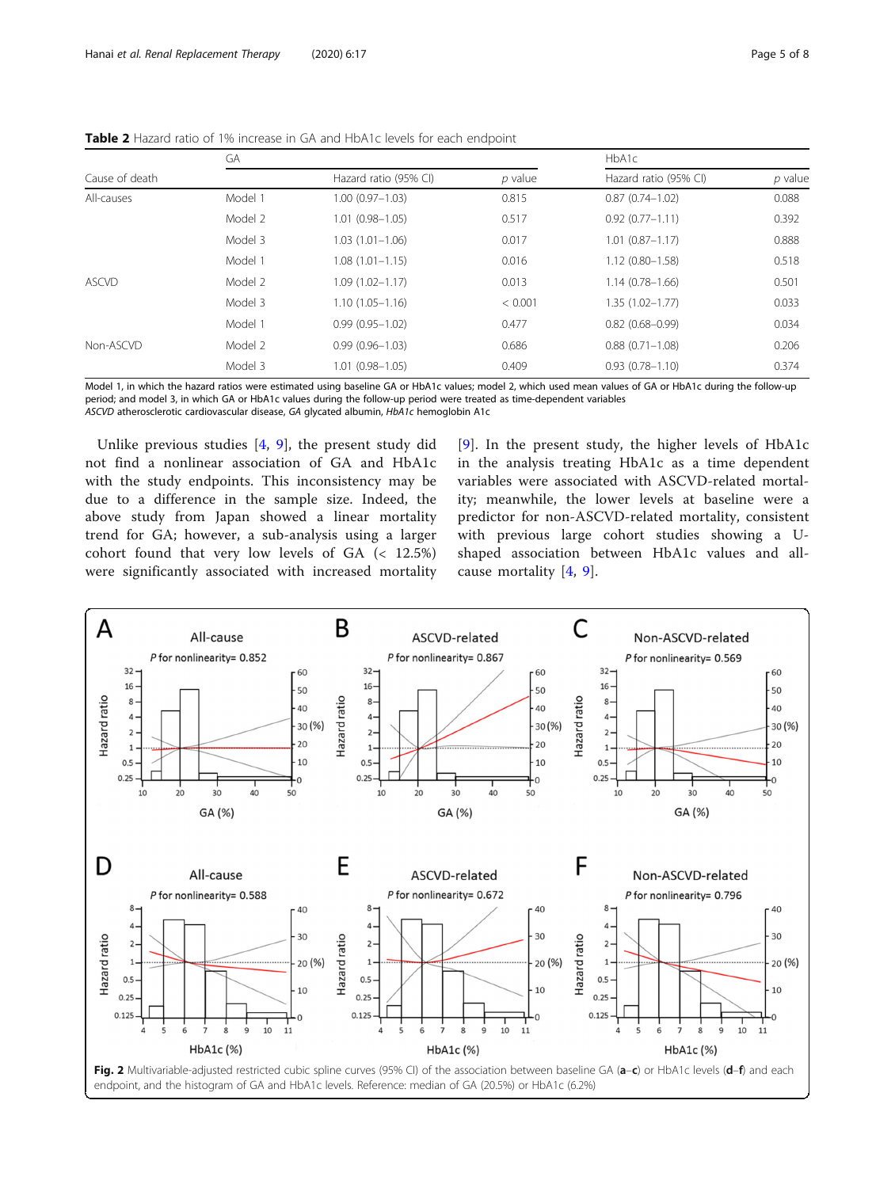**Table 2** Hazard ratio of 1% increase in GA and HbA1c levels for each endpoint

| | | GA | | HbA1c | |
|---|---|---|---|---|---|
| Cause of death | | Hazard ratio (95% CI) | *p* value | Hazard ratio (95% CI) | *p* value |
| All-causes | Model 1 | 1.00 (0.97–1.03) | 0.815 | 0.87 (0.74–1.02) | 0.088 |
| | Model 2 | 1.01 (0.98–1.05) | 0.517 | 0.92 (0.77–1.11) | 0.392 |
| | Model 3 | 1.03 (1.01–1.06) | 0.017 | 1.01 (0.87–1.17) | 0.888 |
| ASCVD | Model 1 | 1.08 (1.01–1.15) | 0.016 | 1.12 (0.80–1.58) | 0.518 |
| | Model 2 | 1.09 (1.02–1.17) | 0.013 | 1.14 (0.78–1.66) | 0.501 |
| | Model 3 | 1.10 (1.05–1.16) | < 0.001 | 1.35 (1.02–1.77) | 0.033 |
| Non-ASCVD | Model 1 | 0.99 (0.95–1.02) | 0.477 | 0.82 (0.68–0.99) | 0.034 |
| | Model 2 | 0.99 (0.96–1.03) | 0.686 | 0.88 (0.71–1.08) | 0.206 |
| | Model 3 | 1.01 (0.98–1.05) | 0.409 | 0.93 (0.78–1.10) | 0.374 |

Model 1, in which the hazard ratios were estimated using baseline GA or HbA1c values; model 2, which used mean values of GA or HbA1c during the follow-up period; and model 3, in which GA or HbA1c values during the follow-up period were treated as time-dependent variables
*ASCVD* atherosclerotic cardiovascular disease, *GA* glycated albumin, *HbA1c* hemoglobin A1c

Unlike previous studies [4, 9], the present study did not find a nonlinear association of GA and HbA1c with the study endpoints. This inconsistency may be due to a difference in the sample size. Indeed, the above study from Japan showed a linear mortality trend for GA; however, a sub-analysis using a larger cohort found that very low levels of GA (< 12.5%) were significantly associated with increased mortality [9]. In the present study, the higher levels of HbA1c in the analysis treating HbA1c as a time dependent variables were associated with ASCVD-related mortality; meanwhile, the lower levels at baseline were a predictor for non-ASCVD-related mortality, consistent with previous large cohort studies showing a U-shaped association between HbA1c values and all-cause mortality [4, 9].

**Fig. 2** Multivariable-adjusted restricted cubic spline curves (95% CI) of the association between baseline GA (**a**–**c**) or HbA1c levels (**d**–**f**) and each endpoint, and the histogram of GA and HbA1c levels. Reference: median of GA (20.5%) or HbA1c (6.2%)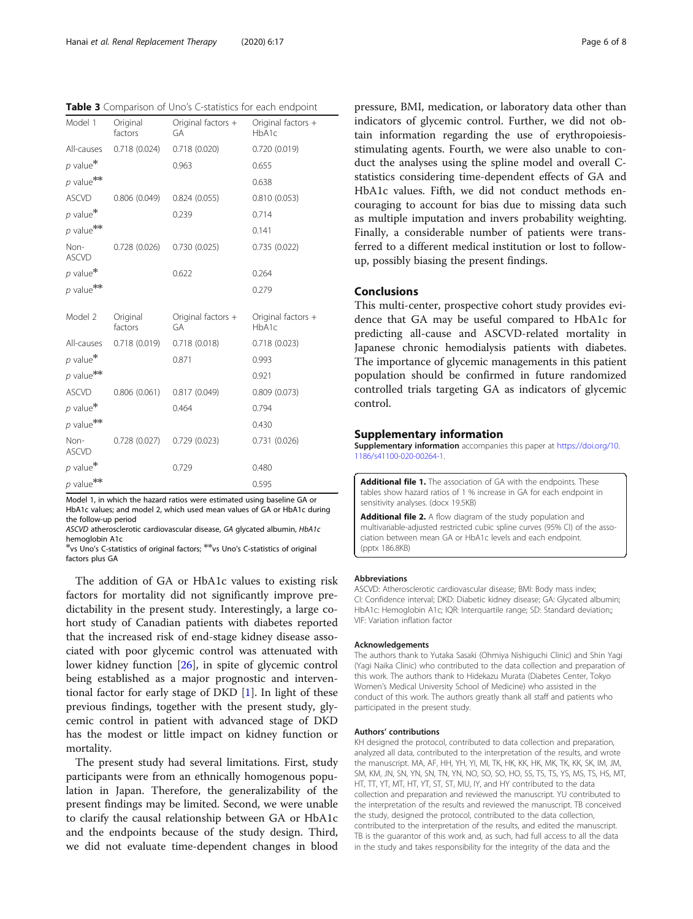**Table 3** Comparison of Uno's C-statistics for each endpoint

| Model 1 | Original factors | Original factors + GA | Original factors + HbA1c |
|---|---|---|---|
| All-causes | 0.718 (0.024) | 0.718 (0.020) | 0.720 (0.019) |
| *p* value* | | 0.963 | 0.655 |
| *p* value** | | | 0.638 |
| ASCVD | 0.806 (0.049) | 0.824 (0.055) | 0.810 (0.053) |
| *p* value* | | 0.239 | 0.714 |
| *p* value** | | | 0.141 |
| Non-ASCVD | 0.728 (0.026) | 0.730 (0.025) | 0.735 (0.022) |
| *p* value* | | 0.622 | 0.264 |
| *p* value** | | | 0.279 |
| **Model 2** | **Original factors** | **Original factors + GA** | **Original factors + HbA1c** |
| All-causes | 0.718 (0.019) | 0.718 (0.018) | 0.718 (0.023) |
| *p* value* | | 0.871 | 0.993 |
| *p* value** | | | 0.921 |
| ASCVD | 0.806 (0.061) | 0.817 (0.049) | 0.809 (0.073) |
| *p* value* | | 0.464 | 0.794 |
| *p* value** | | | 0.430 |
| Non-ASCVD | 0.728 (0.027) | 0.729 (0.023) | 0.731 (0.026) |
| *p* value* | | 0.729 | 0.480 |
| *p* value** | | | 0.595 |

Model 1, in which the hazard ratios were estimated using baseline GA or HbA1c values; and model 2, which used mean values of GA or HbA1c during the follow-up period

*ASCVD* atherosclerotic cardiovascular disease, *GA* glycated albumin, *HbA1c* hemoglobin A1c

*vs Uno's C-statistics of original factors; **vs Uno's C-statistics of original factors plus GA

The addition of GA or HbA1c values to existing risk factors for mortality did not significantly improve predictability in the present study. Interestingly, a large cohort study of Canadian patients with diabetes reported that the increased risk of end-stage kidney disease associated with poor glycemic control was attenuated with lower kidney function [26], in spite of glycemic control being established as a major prognostic and interventional factor for early stage of DKD [1]. In light of these previous findings, together with the present study, glycemic control in patient with advanced stage of DKD has the modest or little impact on kidney function or mortality.

The present study had several limitations. First, study participants were from an ethnically homogenous population in Japan. Therefore, the generalizability of the present findings may be limited. Second, we were unable to clarify the causal relationship between GA or HbA1c and the endpoints because of the study design. Third, we did not evaluate time-dependent changes in blood pressure, BMI, medication, or laboratory data other than indicators of glycemic control. Further, we did not obtain information regarding the use of erythropoiesis-stimulating agents. Fourth, we were also unable to conduct the analyses using the spline model and overall C-statistics considering time-dependent effects of GA and HbA1c values. Fifth, we did not conduct methods encouraging to account for bias due to missing data such as multiple imputation and invers probability weighting. Finally, a considerable number of patients were transferred to a different medical institution or lost to follow-up, possibly biasing the present findings.

## Conclusions

This multi-center, prospective cohort study provides evidence that GA may be useful compared to HbA1c for predicting all-cause and ASCVD-related mortality in Japanese chronic hemodialysis patients with diabetes. The importance of glycemic managements in this patient population should be confirmed in future randomized controlled trials targeting GA as indicators of glycemic control.

## Supplementary information

**Supplementary information** accompanies this paper at https://doi.org/10.1186/s41100-020-00264-1.

**Additional file 1.** The association of GA with the endpoints. These tables show hazard ratios of 1 % increase in GA for each endpoint in sensitivity analyses. (docx 19.5KB)

**Additional file 2.** A flow diagram of the study population and multivariable-adjusted restricted cubic spline curves (95% CI) of the association between mean GA or HbA1c levels and each endpoint. (pptx 186.8KB)

### Abbreviations

ASCVD: Atherosclerotic cardiovascular disease; BMI: Body mass index; CI: Confidence interval; DKD: Diabetic kidney disease; GA: Glycated albumin; HbA1c: Hemoglobin A1c; IQR: Interquartile range; SD: Standard deviation;; VIF: Variation inflation factor

### Acknowledgements

The authors thank to Yutaka Sasaki (Ohmiya Nishiguchi Clinic) and Shin Yagi (Yagi Naika Clinic) who contributed to the data collection and preparation of this work. The authors thank to Hidekazu Murata (Diabetes Center, Tokyo Women's Medical University School of Medicine) who assisted in the conduct of this work. The authors greatly thank all staff and patients who participated in the present study.

### Authors' contributions

KH designed the protocol, contributed to data collection and preparation, analyzed all data, contributed to the interpretation of the results, and wrote the manuscript. MA, AF, HH, YH, YI, MI, TK, HK, KK, HK, MK, TK, KK, SK, IM, JM, SM, KM, JN, SN, YN, SN, TN, YN, NO, SO, SO, HO, SS, TS, TS, YS, MS, TS, HS, MT, HT, TT, YT, MT, HT, YT, ST, ST, MU, IY, and HY contributed to the data collection and preparation and reviewed the manuscript. YU contributed to the interpretation of the results and reviewed the manuscript. TB conceived the study, designed the protocol, contributed to the data collection, contributed to the interpretation of the results, and edited the manuscript. TB is the guarantor of this work and, as such, had full access to all the data in the study and takes responsibility for the integrity of the data and the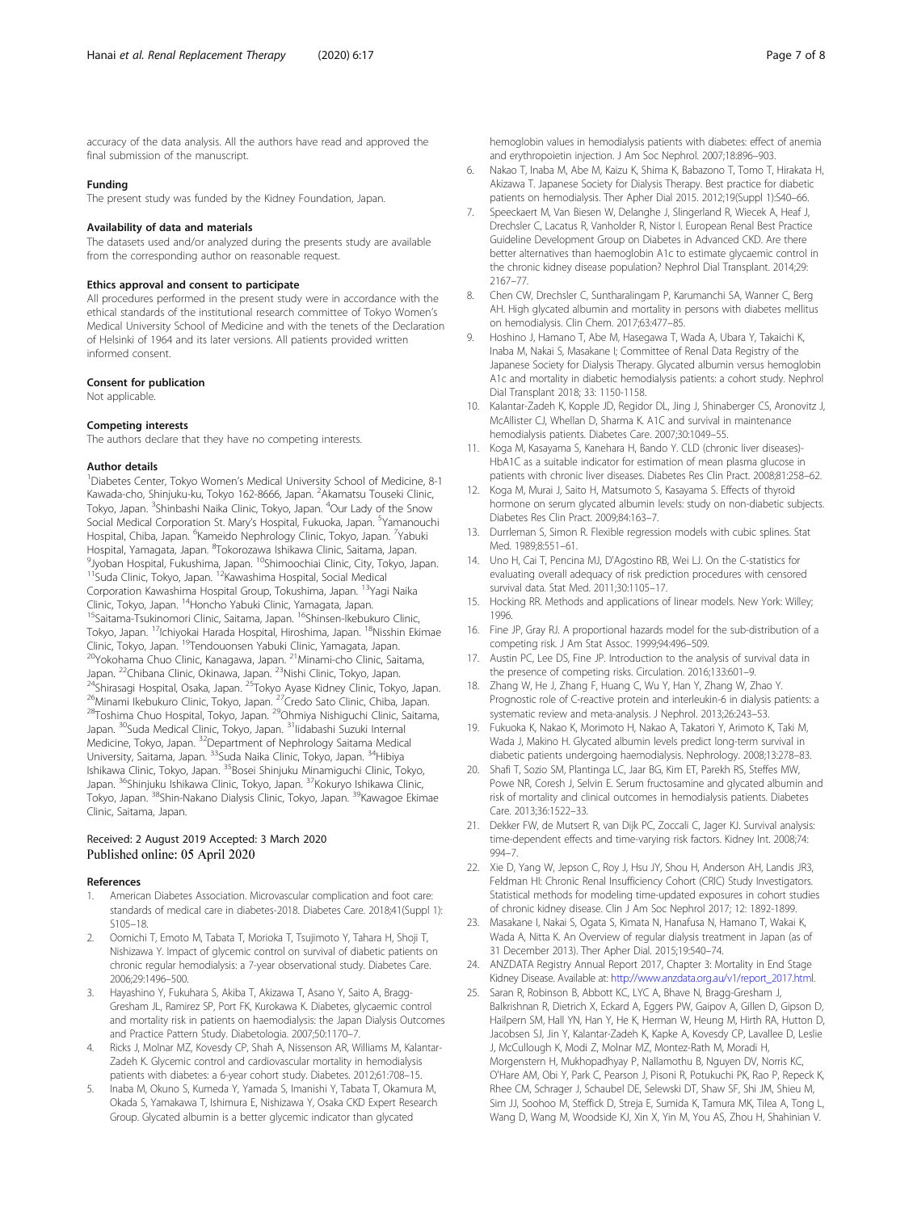accuracy of the data analysis. All the authors have read and approved the final submission of the manuscript.

### Funding

The present study was funded by the Kidney Foundation, Japan.

### Availability of data and materials

The datasets used and/or analyzed during the presents study are available from the corresponding author on reasonable request.

### Ethics approval and consent to participate

All procedures performed in the present study were in accordance with the ethical standards of the institutional research committee of Tokyo Women's Medical University School of Medicine and with the tenets of the Declaration of Helsinki of 1964 and its later versions. All patients provided written informed consent.

### Consent for publication

Not applicable.

### Competing interests

The authors declare that they have no competing interests.

### Author details

[1]Diabetes Center, Tokyo Women's Medical University School of Medicine, 8-1 Kawada-cho, Shinjuku-ku, Tokyo 162-8666, Japan. [2]Akamatsu Touseki Clinic, Tokyo, Japan. [3]Shinbashi Naika Clinic, Tokyo, Japan. [4]Our Lady of the Snow Social Medical Corporation St. Mary's Hospital, Fukuoka, Japan. [5]Yamanouchi Hospital, Chiba, Japan. [6]Kameido Nephrology Clinic, Tokyo, Japan. [7]Yabuki Hospital, Yamagata, Japan. [8]Tokorozawa Ishikawa Clinic, Saitama, Japan. [9]Jyoban Hospital, Fukushima, Japan. [10]Shimoochiai Clinic, City, Tokyo, Japan. [11]Suda Clinic, Tokyo, Japan. [12]Kawashima Hospital, Social Medical Corporation Kawashima Hospital Group, Tokushima, Japan. [13]Yagi Naika Clinic, Tokyo, Japan. [14]Honcho Yabuki Clinic, Yamagata, Japan. [15]Saitama-Tsukinomori Clinic, Saitama, Japan. [16]Shinsen-Ikebukuro Clinic, Tokyo, Japan. [17]Ichiyokai Harada Hospital, Hiroshima, Japan. [18]Nisshin Ekimae Clinic, Tokyo, Japan. [19]Tendouonsen Yabuki Clinic, Yamagata, Japan. [20]Yokohama Chuo Clinic, Kanagawa, Japan. [21]Minami-cho Clinic, Saitama, Japan. [22]Chibana Clinic, Okinawa, Japan. [23]Nishi Clinic, Tokyo, Japan. [24]Shirasagi Hospital, Osaka, Japan. [25]Tokyo Ayase Kidney Clinic, Tokyo, Japan. [26]Minami Ikebukuro Clinic, Tokyo, Japan. [27]Credo Sato Clinic, Chiba, Japan. [28]Toshima Chuo Hospital, Tokyo, Japan. [29]Ohmiya Nishiguchi Clinic, Saitama, Japan. [30]Suda Medical Clinic, Tokyo, Japan. [31]Iidabashi Suzuki Internal Medicine, Tokyo, Japan. [32]Department of Nephrology Saitama Medical University, Saitama, Japan. [33]Suda Naika Clinic, Tokyo, Japan. [34]Hibiya Ishikawa Clinic, Tokyo, Japan. [35]Bosei Shinjuku Minamiguchi Clinic, Tokyo, Japan. [36]Shinjuku Ishikawa Clinic, Tokyo, Japan. [37]Kokuryo Ishikawa Clinic, Tokyo, Japan. [38]Shin-Nakano Dialysis Clinic, Tokyo, Japan. [39]Kawagoe Ekimae Clinic, Saitama, Japan.

Received: 2 August 2019 Accepted: 3 March 2020
Published online: 05 April 2020

### References

1. American Diabetes Association. Microvascular complication and foot care: standards of medical care in diabetes-2018. Diabetes Care. 2018;41(Suppl 1): S105–18.
2. Oomichi T, Emoto M, Tabata T, Morioka T, Tsujimoto Y, Tahara H, Shoji T, Nishizawa Y. Impact of glycemic control on survival of diabetic patients on chronic regular hemodialysis: a 7-year observational study. Diabetes Care. 2006;29:1496–500.
3. Hayashino Y, Fukuhara S, Akiba T, Akizawa T, Asano Y, Saito A, Bragg-Gresham JL, Ramirez SP, Port FK, Kurokawa K. Diabetes, glycaemic control and mortality risk in patients on haemodialysis: the Japan Dialysis Outcomes and Practice Pattern Study. Diabetologia. 2007;50:1170–7.
4. Ricks J, Molnar MZ, Kovesdy CP, Shah A, Nissenson AR, Williams M, Kalantar-Zadeh K. Glycemic control and cardiovascular mortality in hemodialysis patients with diabetes: a 6-year cohort study. Diabetes. 2012;61:708–15.
5. Inaba M, Okuno S, Kumeda Y, Yamada S, Imanishi Y, Tabata T, Okamura M, Okada S, Yamakawa T, Ishimura E, Nishizawa Y, Osaka CKD Expert Research Group. Glycated albumin is a better glycemic indicator than glycated hemoglobin values in hemodialysis patients with diabetes: effect of anemia and erythropoietin injection. J Am Soc Nephrol. 2007;18:896–903.
6. Nakao T, Inaba M, Abe M, Kaizu K, Shima K, Babazono T, Tomo T, Hirakata H, Akizawa T. Japanese Society for Dialysis Therapy. Best practice for diabetic patients on hemodialysis. Ther Apher Dial 2015. 2012;19(Suppl 1):S40–66.
7. Speeckaert M, Van Biesen W, Delanghe J, Slingerland R, Wiecek A, Heaf J, Drechsler C, Lacatus R, Vanholder R, Nistor I. European Renal Best Practice Guideline Development Group on Diabetes in Advanced CKD. Are there better alternatives than haemoglobin A1c to estimate glycaemic control in the chronic kidney disease population? Nephrol Dial Transplant. 2014;29: 2167–77.
8. Chen CW, Drechsler C, Suntharalingam P, Karumanchi SA, Wanner C, Berg AH. High glycated albumin and mortality in persons with diabetes mellitus on hemodialysis. Clin Chem. 2017;63:477–85.
9. Hoshino J, Hamano T, Abe M, Hasegawa T, Wada A, Ubara Y, Takaichi K, Inaba M, Nakai S, Masakane I; Committee of Renal Data Registry of the Japanese Society for Dialysis Therapy. Glycated albumin versus hemoglobin A1c and mortality in diabetic hemodialysis patients: a cohort study. Nephrol Dial Transplant 2018; 33: 1150-1158.
10. Kalantar-Zadeh K, Kopple JD, Regidor DL, Jing J, Shinaberger CS, Aronovitz J, McAllister CJ, Whellan D, Sharma K. A1C and survival in maintenance hemodialysis patients. Diabetes Care. 2007;30:1049–55.
11. Koga M, Kasayama S, Kanehara H, Bando Y. CLD (chronic liver diseases)-HbA1C as a suitable indicator for estimation of mean plasma glucose in patients with chronic liver diseases. Diabetes Res Clin Pract. 2008;81:258–62.
12. Koga M, Murai J, Saito H, Matsumoto S, Kasayama S. Effects of thyroid hormone on serum glycated albumin levels: study on non-diabetic subjects. Diabetes Res Clin Pract. 2009;84:163–7.
13. Durrleman S, Simon R. Flexible regression models with cubic splines. Stat Med. 1989;8:551–61.
14. Uno H, Cai T, Pencina MJ, D'Agostino RB, Wei LJ. On the C-statistics for evaluating overall adequacy of risk prediction procedures with censored survival data. Stat Med. 2011;30:1105–17.
15. Hocking RR. Methods and applications of linear models. New York: Willey; 1996.
16. Fine JP, Gray RJ. A proportional hazards model for the sub-distribution of a competing risk. J Am Stat Assoc. 1999;94:496–509.
17. Austin PC, Lee DS, Fine JP. Introduction to the analysis of survival data in the presence of competing risks. Circulation. 2016;133:601–9.
18. Zhang W, He J, Zhang F, Huang C, Wu Y, Han Y, Zhang W, Zhao Y. Prognostic role of C-reactive protein and interleukin-6 in dialysis patients: a systematic review and meta-analysis. J Nephrol. 2013;26:243–53.
19. Fukuoka K, Nakao K, Morimoto H, Nakao A, Takatori Y, Arimoto K, Taki M, Wada J, Makino H. Glycated albumin levels predict long-term survival in diabetic patients undergoing haemodialysis. Nephrology. 2008;13:278–83.
20. Shafi T, Sozio SM, Plantinga LC, Jaar BG, Kim ET, Parekh RS, Steffes MW, Powe NR, Coresh J, Selvin E. Serum fructosamine and glycated albumin and risk of mortality and clinical outcomes in hemodialysis patients. Diabetes Care. 2013;36:1522–33.
21. Dekker FW, de Mutsert R, van Dijk PC, Zoccali C, Jager KJ. Survival analysis: time-dependent effects and time-varying risk factors. Kidney Int. 2008;74: 994–7.
22. Xie D, Yang W, Jepson C, Roy J, Hsu JY, Shou H, Anderson AH, Landis JR3, Feldman HI: Chronic Renal Insufficiency Cohort (CRIC) Study Investigators. Statistical methods for modeling time-updated exposures in cohort studies of chronic kidney disease. Clin J Am Soc Nephrol 2017; 12: 1892-1899.
23. Masakane I, Nakai S, Ogata S, Kimata N, Hanafusa N, Hamano T, Wakai K, Wada A, Nitta K. An Overview of regular dialysis treatment in Japan (as of 31 December 2013). Ther Apher Dial. 2015;19:540–74.
24. ANZDATA Registry Annual Report 2017, Chapter 3: Mortality in End Stage Kidney Disease. Available at: http://www.anzdata.org.au/v1/report_2017.html.
25. Saran R, Robinson B, Abbott KC, LYC A, Bhave N, Bragg-Gresham J, Balkrishnan R, Dietrich X, Eckard A, Eggers PW, Gaipov A, Gillen D, Gipson D, Hailpern SM, Hall YN, Han Y, He K, Herman W, Heung M, Hirth RA, Hutton D, Jacobsen SJ, Jin Y, Kalantar-Zadeh K, Kapke A, Kovesdy CP, Lavallee D, Leslie J, McCullough K, Modi Z, Molnar MZ, Montez-Rath M, Moradi H, Morgenstern H, Mukhopadhyay P, Nallamothu B, Nguyen DV, Norris KC, O'Hare AM, Obi Y, Park C, Pearson J, Pisoni R, Potukuchi PK, Rao P, Repeck K, Rhee CM, Schrager J, Schaubel DE, Selewski DT, Shaw SF, Shi JM, Shieu M, Sim JJ, Soohoo M, Steffick D, Streja E, Sumida K, Tamura MK, Tilea A, Tong L, Wang D, Wang M, Woodside KJ, Xin X, Yin M, You AS, Zhou H, Shahinian V.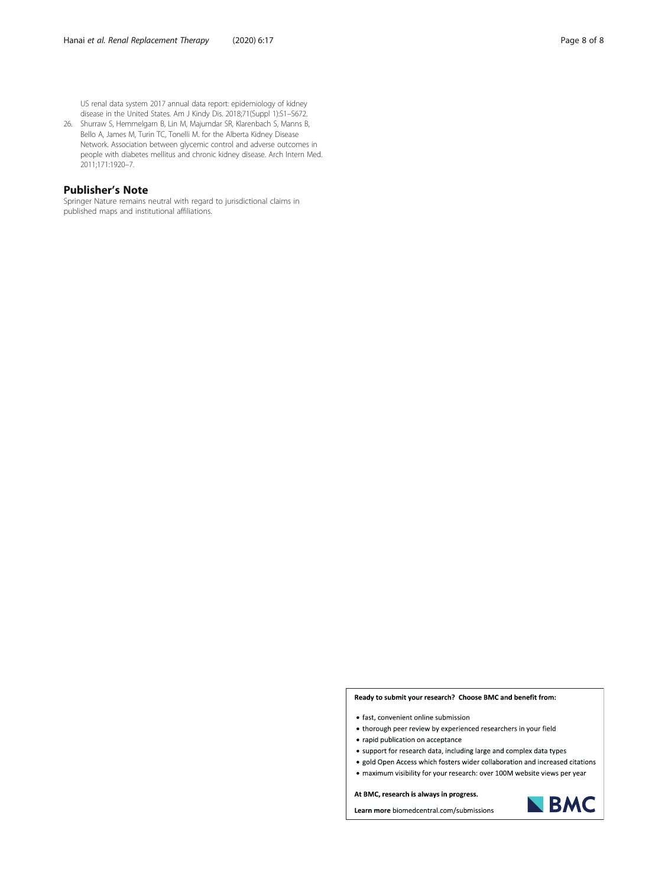US renal data system 2017 annual data report: epidemiology of kidney disease in the United States. Am J Kindy Dis. 2018;71(Suppl 1):S1–S672.

26. Shurraw S, Hemmelgarn B, Lin M, Majumdar SR, Klarenbach S, Manns B, Bello A, James M, Turin TC, Tonelli M. for the Alberta Kidney Disease Network. Association between glycemic control and adverse outcomes in people with diabetes mellitus and chronic kidney disease. Arch Intern Med. 2011;171:1920–7.

## Publisher's Note

Springer Nature remains neutral with regard to jurisdictional claims in published maps and institutional affiliations.

**Ready to submit your research? Choose BMC and benefit from:**

- fast, convenient online submission
- thorough peer review by experienced researchers in your field
- rapid publication on acceptance
- support for research data, including large and complex data types
- gold Open Access which fosters wider collaboration and increased citations
- maximum visibility for your research: over 100M website views per year

**At BMC, research is always in progress.**

**Learn more** biomedcentral.com/submissions

BMC